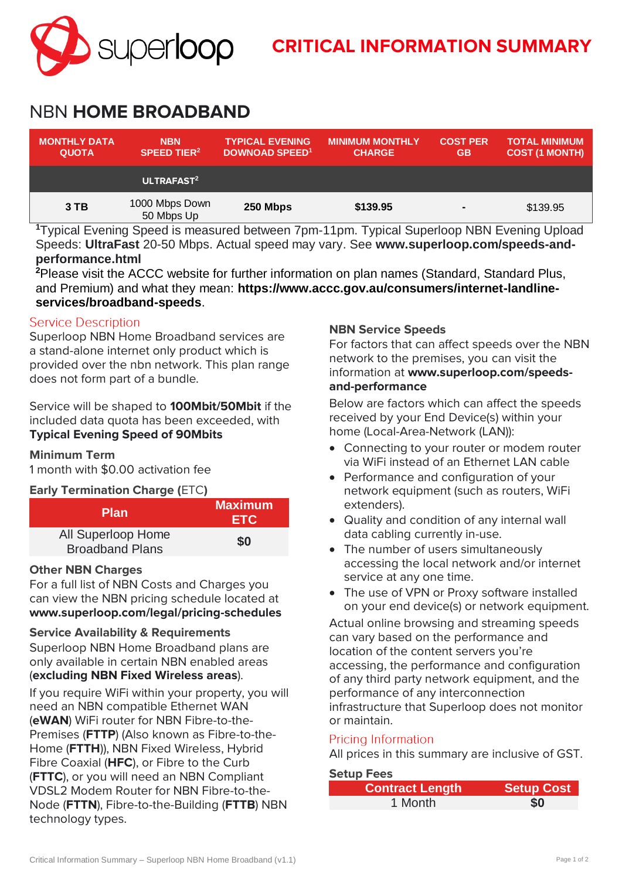superloop

# CRITICAL INFORMATION SUMMARY

# NBN **HOME BROADBAND**

| MONTHLY DATA QUOTA | NBN SPEED TIER[2] | TYPICAL EVENING DOWNOAD SPEED[1] | MINIMUM MONTHLY CHARGE | COST PER GB | TOTAL MINIMUM COST (1 MONTH) |
|---|---|---|---|---|---|
| | ULTRAFAST[2] | | | | |
| 3 TB | 1000 Mbps Down 50 Mbps Up | 250 Mbps | $139.95 | - | $139.95 |

[1]Typical Evening Speed is measured between 7pm-11pm. Typical Superloop NBN Evening Upload Speeds: **UltraFast** 20-50 Mbps. Actual speed may vary. See **www.superloop.com/speeds-and-performance.html**

[2]Please visit the ACCC website for further information on plan names (Standard, Standard Plus, and Premium) and what they mean: **https://www.accc.gov.au/consumers/internet-landline-services/broadband-speeds**.

## Service Description

Superloop NBN Home Broadband services are a stand-alone internet only product which is provided over the nbn network. This plan range does not form part of a bundle.

Service will be shaped to **100Mbit/50Mbit** if the included data quota has been exceeded, with **Typical Evening Speed of 90Mbits**

### Minimum Term

1 month with $0.00 activation fee

### Early Termination Charge (ETC)

| Plan | Maximum ETC |
|---|---|
| All Superloop Home Broadband Plans | $0 |

### Other NBN Charges

For a full list of NBN Costs and Charges you can view the NBN pricing schedule located at **www.superloop.com/legal/pricing-schedules**

### Service Availability & Requirements

Superloop NBN Home Broadband plans are only available in certain NBN enabled areas (**excluding NBN Fixed Wireless areas**).

If you require WiFi within your property, you will need an NBN compatible Ethernet WAN (**eWAN**) WiFi router for NBN Fibre-to-the-Premises (**FTTP**) (Also known as Fibre-to-the-Home (**FTTH**)), NBN Fixed Wireless, Hybrid Fibre Coaxial (**HFC**), or Fibre to the Curb (**FTTC**), or you will need an NBN Compliant VDSL2 Modem Router for NBN Fibre-to-the-Node (**FTTN**), Fibre-to-the-Building (**FTTB**) NBN technology types.

### NBN Service Speeds

For factors that can affect speeds over the NBN network to the premises, you can visit the information at **www.superloop.com/speeds-and-performance**

Below are factors which can affect the speeds received by your End Device(s) within your home (Local-Area-Network (LAN)):

- Connecting to your router or modem router via WiFi instead of an Ethernet LAN cable
- Performance and configuration of your network equipment (such as routers, WiFi extenders).
- Quality and condition of any internal wall data cabling currently in-use.
- The number of users simultaneously accessing the local network and/or internet service at any one time.
- The use of VPN or Proxy software installed on your end device(s) or network equipment.

Actual online browsing and streaming speeds can vary based on the performance and location of the content servers you're accessing, the performance and configuration of any third party network equipment, and the performance of any interconnection infrastructure that Superloop does not monitor or maintain.

## Pricing Information

All prices in this summary are inclusive of GST.

### Setup Fees

| Contract Length | Setup Cost |
|---|---|
| 1 Month | $0 |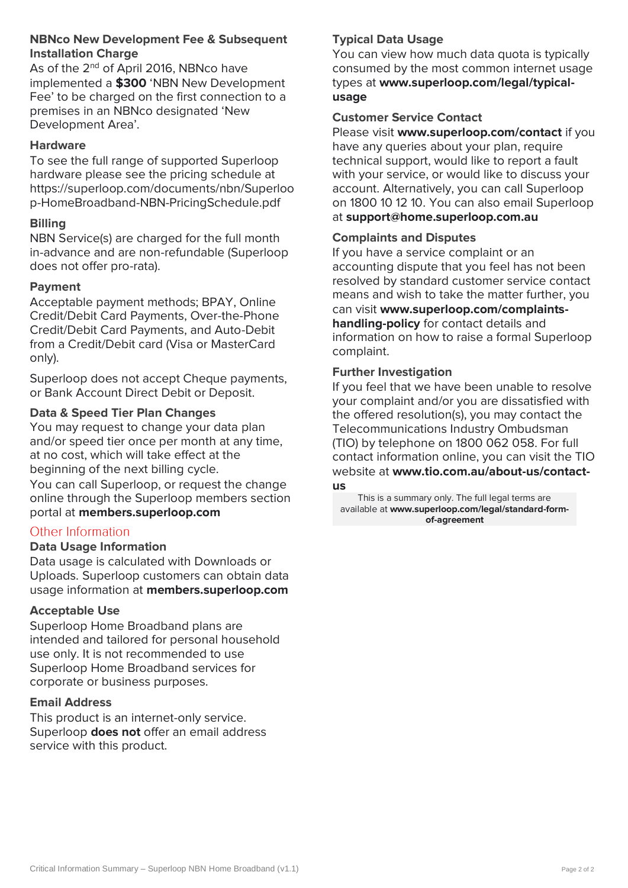### NBNco New Development Fee & Subsequent Installation Charge

As of the 2nd of April 2016, NBNco have implemented a **$300** 'NBN New Development Fee' to be charged on the first connection to a premises in an NBNco designated 'New Development Area'.

### Hardware

To see the full range of supported Superloop hardware please see the pricing schedule at https://superloop.com/documents/nbn/Superloop-HomeBroadband-NBN-PricingSchedule.pdf

### Billing

NBN Service(s) are charged for the full month in-advance and are non-refundable (Superloop does not offer pro-rata).

### Payment

Acceptable payment methods; BPAY, Online Credit/Debit Card Payments, Over-the-Phone Credit/Debit Card Payments, and Auto-Debit from a Credit/Debit card (Visa or MasterCard only).

Superloop does not accept Cheque payments, or Bank Account Direct Debit or Deposit.

### Data & Speed Tier Plan Changes

You may request to change your data plan and/or speed tier once per month at any time, at no cost, which will take effect at the beginning of the next billing cycle.

You can call Superloop, or request the change online through the Superloop members section portal at **members.superloop.com**

## Other Information

### Data Usage Information

Data usage is calculated with Downloads or Uploads. Superloop customers can obtain data usage information at **members.superloop.com**

### Acceptable Use

Superloop Home Broadband plans are intended and tailored for personal household use only. It is not recommended to use Superloop Home Broadband services for corporate or business purposes.

### Email Address

This product is an internet-only service. Superloop **does not** offer an email address service with this product.

### Typical Data Usage

You can view how much data quota is typically consumed by the most common internet usage types at **www.superloop.com/legal/typical-usage**

### Customer Service Contact

Please visit **www.superloop.com/contact** if you have any queries about your plan, require technical support, would like to report a fault with your service, or would like to discuss your account. Alternatively, you can call Superloop on 1800 10 12 10. You can also email Superloop at **support@home.superloop.com.au**

### Complaints and Disputes

If you have a service complaint or an accounting dispute that you feel has not been resolved by standard customer service contact means and wish to take the matter further, you can visit **www.superloop.com/complaints-handling-policy** for contact details and information on how to raise a formal Superloop complaint.

### Further Investigation

If you feel that we have been unable to resolve your complaint and/or you are dissatisfied with the offered resolution(s), you may contact the Telecommunications Industry Ombudsman (TIO) by telephone on 1800 062 058. For full contact information online, you can visit the TIO website at **www.tio.com.au/about-us/contact-us**

This is a summary only. The full legal terms are available at **www.superloop.com/legal/standard-form-of-agreement**